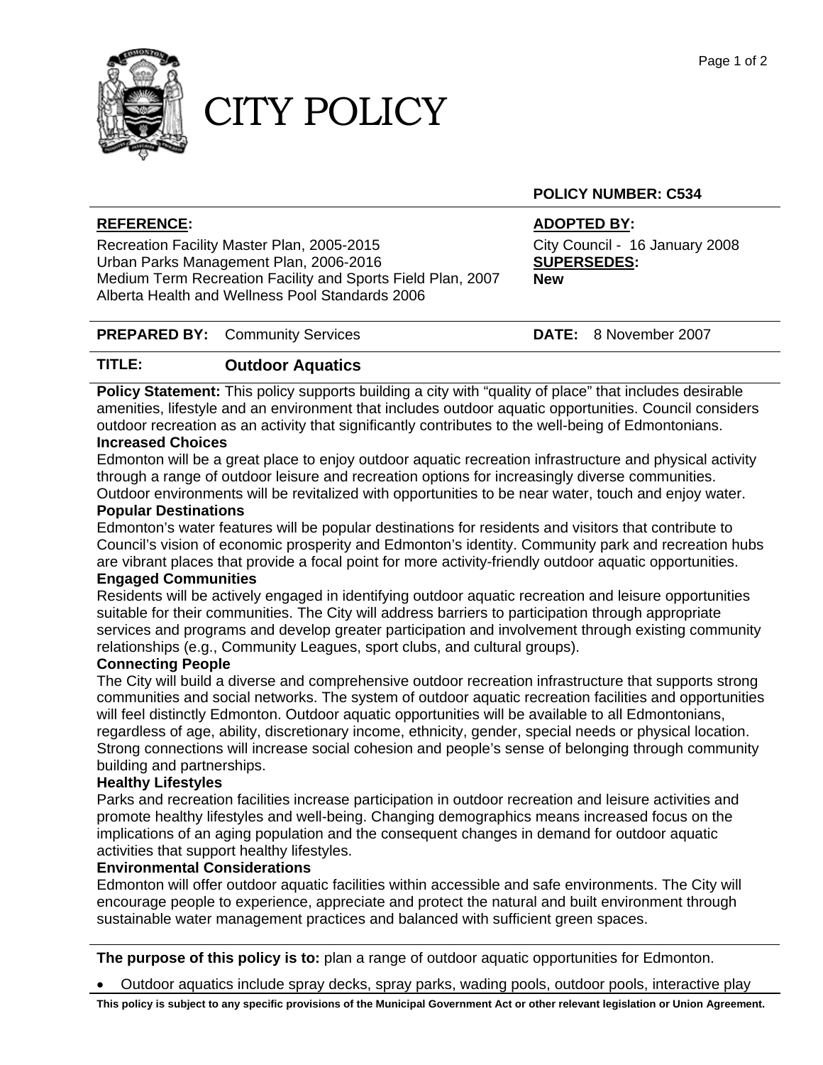# CITY POLICY

**POLICY NUMBER: C534**

**REFERENCE:**

Recreation Facility Master Plan, 2005-2015
Urban Parks Management Plan, 2006-2016
Medium Term Recreation Facility and Sports Field Plan, 2007
Alberta Health and Wellness Pool Standards 2006

**ADOPTED BY:**

City Council - 16 January 2008

**SUPERSEDES:**

**New**

**PREPARED BY:** Community Services

**DATE:** 8 November 2007

**TITLE:** **Outdoor Aquatics**

**Policy Statement:** This policy supports building a city with "quality of place" that includes desirable amenities, lifestyle and an environment that includes outdoor aquatic opportunities. Council considers outdoor recreation as an activity that significantly contributes to the well-being of Edmontonians.

**Increased Choices**

Edmonton will be a great place to enjoy outdoor aquatic recreation infrastructure and physical activity through a range of outdoor leisure and recreation options for increasingly diverse communities. Outdoor environments will be revitalized with opportunities to be near water, touch and enjoy water.

**Popular Destinations**

Edmonton's water features will be popular destinations for residents and visitors that contribute to Council's vision of economic prosperity and Edmonton's identity. Community park and recreation hubs are vibrant places that provide a focal point for more activity-friendly outdoor aquatic opportunities.

**Engaged Communities**

Residents will be actively engaged in identifying outdoor aquatic recreation and leisure opportunities suitable for their communities. The City will address barriers to participation through appropriate services and programs and develop greater participation and involvement through existing community relationships (e.g., Community Leagues, sport clubs, and cultural groups).

**Connecting People**

The City will build a diverse and comprehensive outdoor recreation infrastructure that supports strong communities and social networks. The system of outdoor aquatic recreation facilities and opportunities will feel distinctly Edmonton. Outdoor aquatic opportunities will be available to all Edmontonians, regardless of age, ability, discretionary income, ethnicity, gender, special needs or physical location. Strong connections will increase social cohesion and people's sense of belonging through community building and partnerships.

**Healthy Lifestyles**

Parks and recreation facilities increase participation in outdoor recreation and leisure activities and promote healthy lifestyles and well-being. Changing demographics means increased focus on the implications of an aging population and the consequent changes in demand for outdoor aquatic activities that support healthy lifestyles.

**Environmental Considerations**

Edmonton will offer outdoor aquatic facilities within accessible and safe environments. The City will encourage people to experience, appreciate and protect the natural and built environment through sustainable water management practices and balanced with sufficient green spaces.

**The purpose of this policy is to:** plan a range of outdoor aquatic opportunities for Edmonton.

- Outdoor aquatics include spray decks, spray parks, wading pools, outdoor pools, interactive play

**This policy is subject to any specific provisions of the Municipal Government Act or other relevant legislation or Union Agreement.**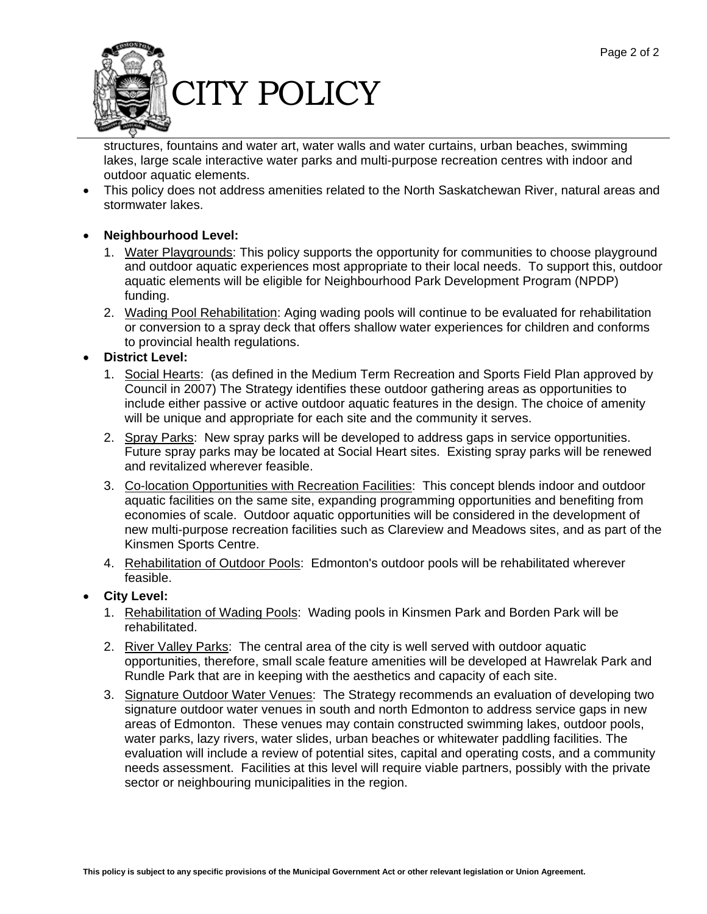structures, fountains and water art, water walls and water curtains, urban beaches, swimming lakes, large scale interactive water parks and multi-purpose recreation centres with indoor and outdoor aquatic elements.

- This policy does not address amenities related to the North Saskatchewan River, natural areas and stormwater lakes.

- **Neighbourhood Level:**
  1. Water Playgrounds: This policy supports the opportunity for communities to choose playground and outdoor aquatic experiences most appropriate to their local needs. To support this, outdoor aquatic elements will be eligible for Neighbourhood Park Development Program (NPDP) funding.
  2. Wading Pool Rehabilitation: Aging wading pools will continue to be evaluated for rehabilitation or conversion to a spray deck that offers shallow water experiences for children and conforms to provincial health regulations.
- **District Level:**
  1. Social Hearts: (as defined in the Medium Term Recreation and Sports Field Plan approved by Council in 2007) The Strategy identifies these outdoor gathering areas as opportunities to include either passive or active outdoor aquatic features in the design. The choice of amenity will be unique and appropriate for each site and the community it serves.
  2. Spray Parks: New spray parks will be developed to address gaps in service opportunities. Future spray parks may be located at Social Heart sites. Existing spray parks will be renewed and revitalized wherever feasible.
  3. Co-location Opportunities with Recreation Facilities: This concept blends indoor and outdoor aquatic facilities on the same site, expanding programming opportunities and benefiting from economies of scale. Outdoor aquatic opportunities will be considered in the development of new multi-purpose recreation facilities such as Clareview and Meadows sites, and as part of the Kinsmen Sports Centre.
  4. Rehabilitation of Outdoor Pools: Edmonton's outdoor pools will be rehabilitated wherever feasible.
- **City Level:**
  1. Rehabilitation of Wading Pools: Wading pools in Kinsmen Park and Borden Park will be rehabilitated.
  2. River Valley Parks: The central area of the city is well served with outdoor aquatic opportunities, therefore, small scale feature amenities will be developed at Hawrelak Park and Rundle Park that are in keeping with the aesthetics and capacity of each site.
  3. Signature Outdoor Water Venues: The Strategy recommends an evaluation of developing two signature outdoor water venues in south and north Edmonton to address service gaps in new areas of Edmonton. These venues may contain constructed swimming lakes, outdoor pools, water parks, lazy rivers, water slides, urban beaches or whitewater paddling facilities. The evaluation will include a review of potential sites, capital and operating costs, and a community needs assessment. Facilities at this level will require viable partners, possibly with the private sector or neighbouring municipalities in the region.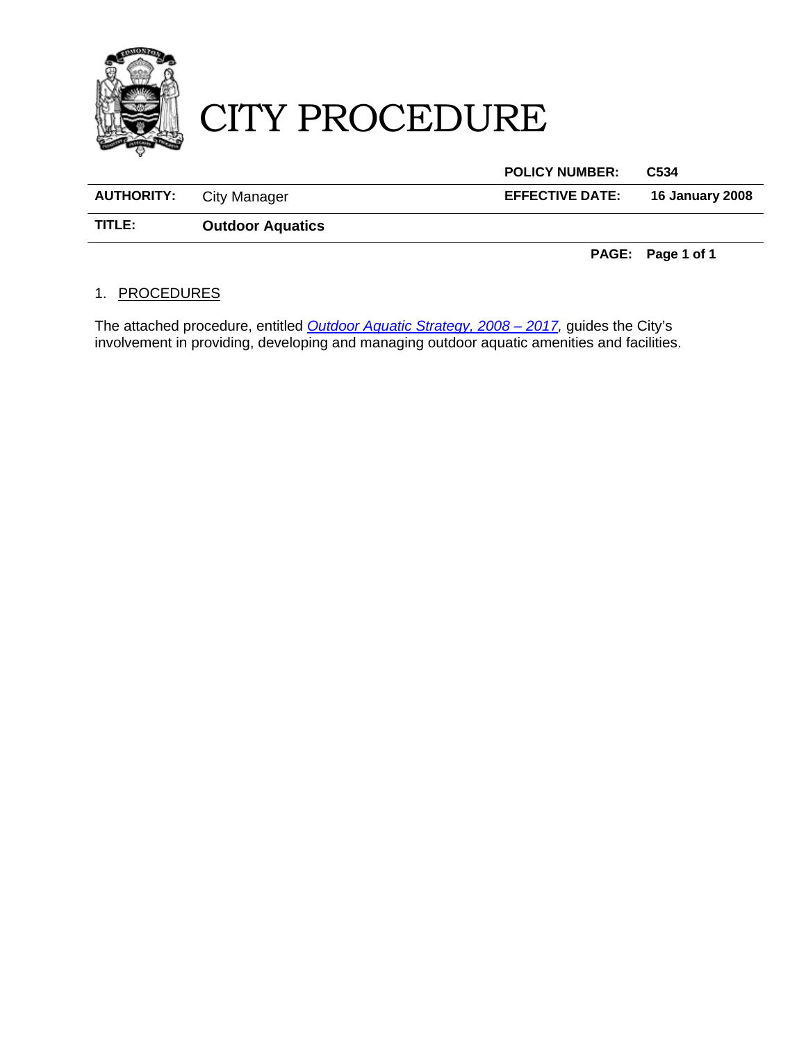# CITY PROCEDURE

| | | | |
|---|---|---|---|
| | | **POLICY NUMBER:** | **C534** |
| **AUTHORITY:** | City Manager | **EFFECTIVE DATE:** | **16 January 2008** |
| **TITLE:** | **Outdoor Aquatics** | | |

1. PROCEDURES

The attached procedure, entitled *Outdoor Aquatic Strategy, 2008 – 2017*, guides the City's involvement in providing, developing and managing outdoor aquatic amenities and facilities.